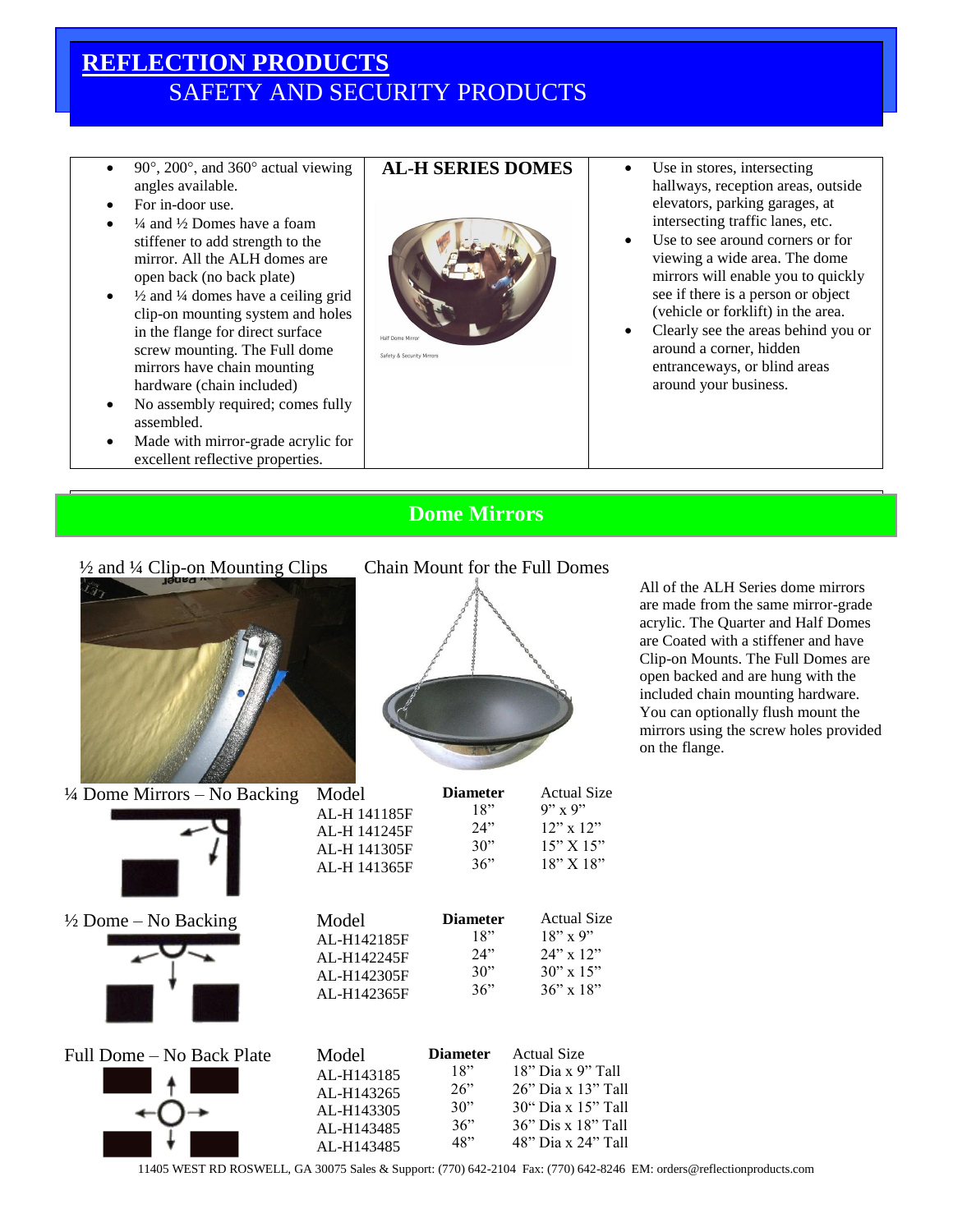# REFLECTION PRODUCTS

## SAFETY AND SECURITY PRODUCTS

### AL-H SERIES DOMES

- 90°, 200°, and 360° actual viewing angles available.
- For in-door use.
- ¼ and ½ Domes have a foam stiffener to add strength to the mirror. All the ALH domes are open back (no back plate)
- ½ and ¼ domes have a ceiling grid clip-on mounting system and holes in the flange for direct surface screw mounting. The Full dome mirrors have chain mounting hardware (chain included)
- No assembly required; comes fully assembled.
- Made with mirror-grade acrylic for excellent reflective properties.

Half Dome Mirror

Safety & Security Mirrors

- Use in stores, intersecting hallways, reception areas, outside elevators, parking garages, at intersecting traffic lanes, etc.
- Use to see around corners or for viewing a wide area. The dome mirrors will enable you to quickly see if there is a person or object (vehicle or forklift) in the area.
- Clearly see the areas behind you or around a corner, hidden entranceways, or blind areas around your business.

## Dome Mirrors

½ and ¼ Clip-on Mounting Clips

Chain Mount for the Full Domes

All of the ALH Series dome mirrors are made from the same mirror-grade acrylic. The Quarter and Half Domes are Coated with a stiffener and have Clip-on Mounts. The Full Domes are open backed and are hung with the included chain mounting hardware. You can optionally flush mount the mirrors using the screw holes provided on the flange.

### ¼ Dome Mirrors – No Backing

| Model | Diameter | Actual Size |
|---|---|---|
| AL-H 141185F | 18" | 9" x 9" |
| AL-H 141245F | 24" | 12" x 12" |
| AL-H 141305F | 30" | 15" X 15" |
| AL-H 141365F | 36" | 18" X 18" |

### ½ Dome – No Backing

| Model | Diameter | Actual Size |
|---|---|---|
| AL-H142185F | 18" | 18" x 9" |
| AL-H142245F | 24" | 24" x 12" |
| AL-H142305F | 30" | 30" x 15" |
| AL-H142365F | 36" | 36" x 18" |

### Full Dome – No Back Plate

| Model | Diameter | Actual Size |
|---|---|---|
| AL-H143185 | 18" | 18" Dia x 9" Tall |
| AL-H143265 | 26" | 26" Dia x 13" Tall |
| AL-H143305 | 30" | 30" Dia x 15" Tall |
| AL-H143485 | 36" | 36" Dis x 18" Tall |
| AL-H143485 | 48" | 48" Dia x 24" Tall |

11405 WEST RD ROSWELL, GA 30075 Sales & Support: (770) 642-2104 Fax: (770) 642-8246 EM: orders@reflectionproducts.com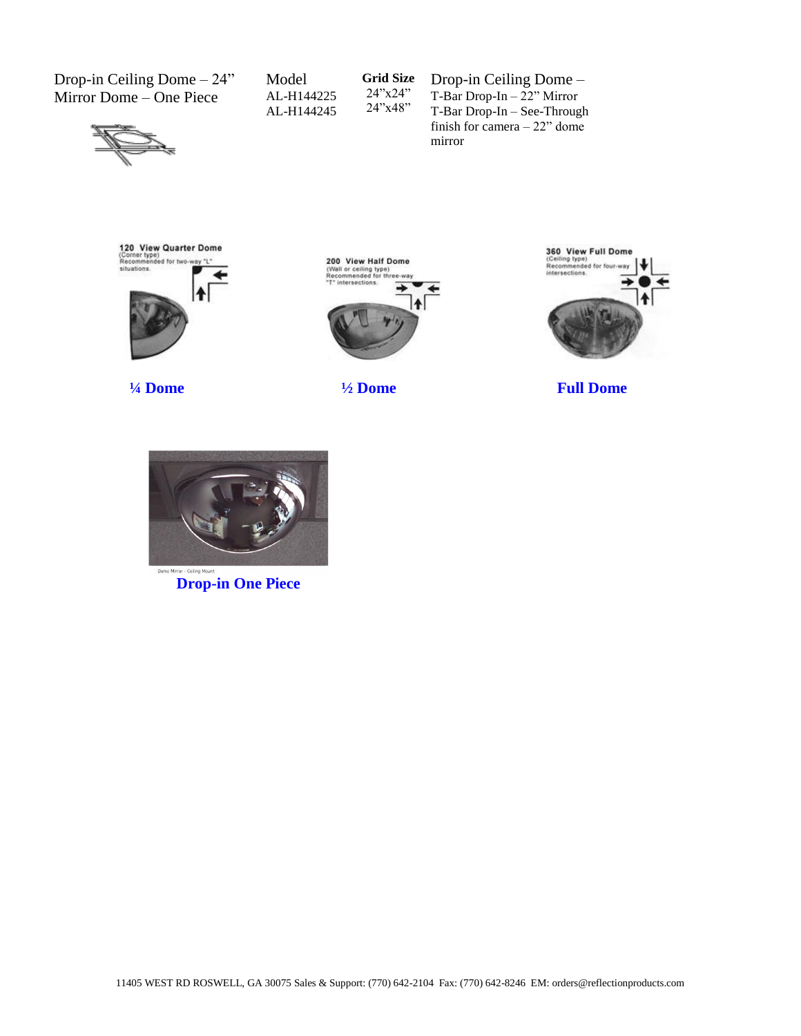Drop-in Ceiling Dome – 24" Mirror Dome – One Piece

| Model | Grid Size |
| --- | --- |
| AL-H144225 | 24"x24" |
| AL-H144245 | 24"x48" |

Drop-in Ceiling Dome –
T-Bar Drop-In – 22" Mirror
T-Bar Drop-In – See-Through finish for camera – 22" dome mirror

120 View Quarter Dome
(Corner type)
Recommended for two-way "L" situations.

**¼ Dome**

200 View Half Dome
(Wall or ceiling type)
Recommended for three-way "T" intersections.

**½ Dome**

360 View Full Dome
(Ceiling type)
Recommended for four-way intersections.

**Full Dome**

Dome Mirror - Ceiling Mount

**Drop-in One Piece**

11405 WEST RD ROSWELL, GA 30075 Sales & Support: (770) 642-2104 Fax: (770) 642-8246 EM: orders@reflectionproducts.com